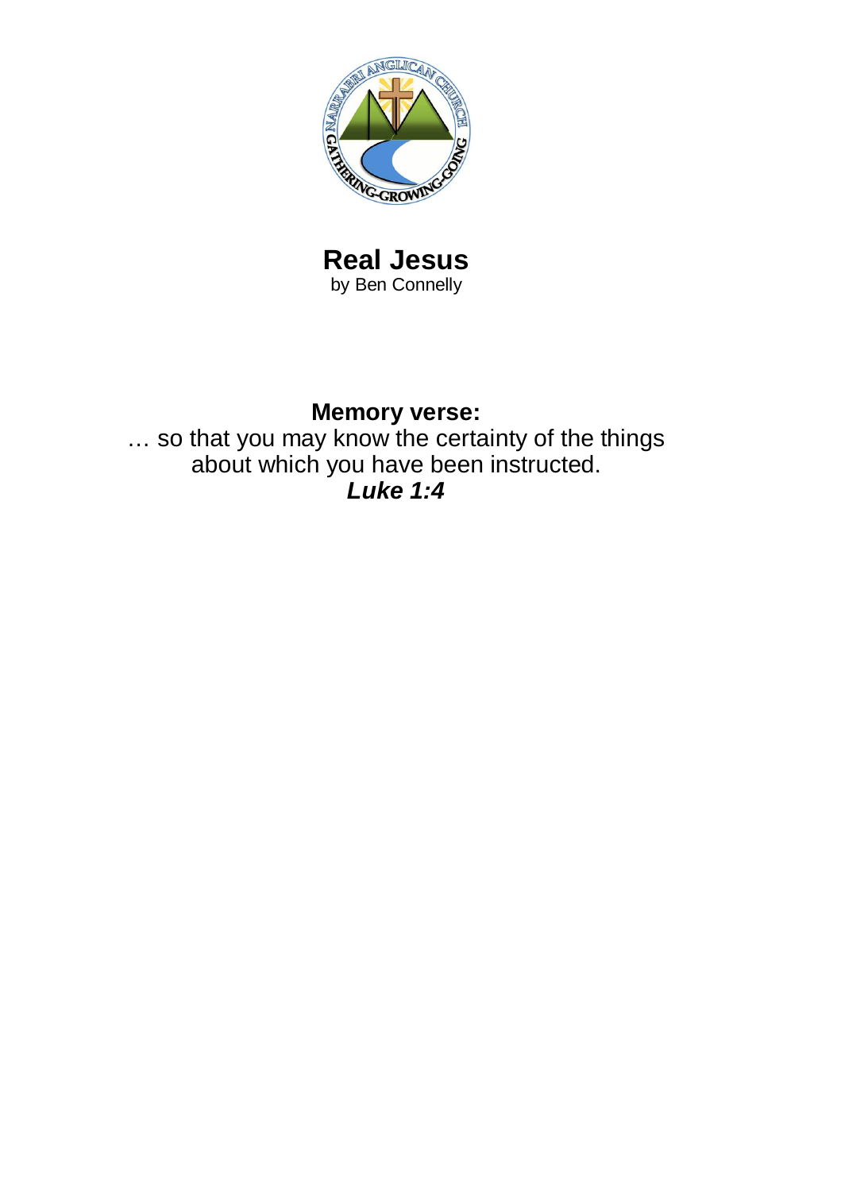# Real Jesus

by Ben Connelly

**Memory verse:**

… so that you may know the certainty of the things about which you have been instructed.

***Luke 1:4***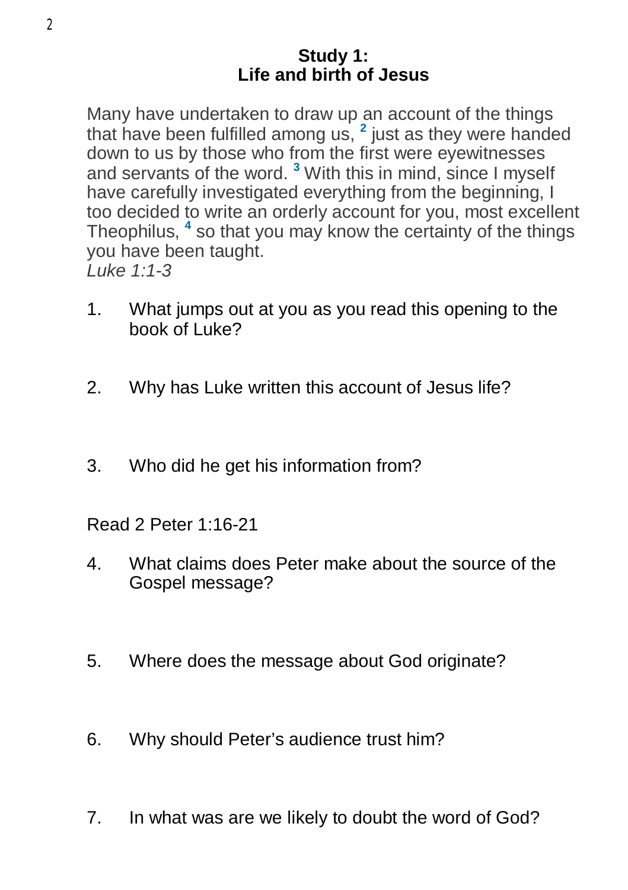## Study 1:
## Life and birth of Jesus

Many have undertaken to draw up an account of the things that have been fulfilled among us, [2] just as they were handed down to us by those who from the first were eyewitnesses and servants of the word. [3] With this in mind, since I myself have carefully investigated everything from the beginning, I too decided to write an orderly account for you, most excellent Theophilus, [4] so that you may know the certainty of the things you have been taught.
*Luke 1:1-3*

1. What jumps out at you as you read this opening to the book of Luke?

2. Why has Luke written this account of Jesus life?

3. Who did he get his information from?

Read 2 Peter 1:16-21

4. What claims does Peter make about the source of the Gospel message?

5. Where does the message about God originate?

6. Why should Peter's audience trust him?

7. In what was are we likely to doubt the word of God?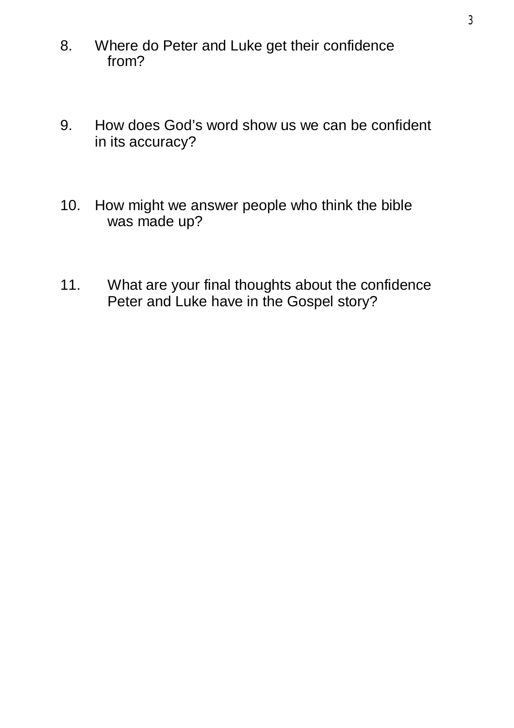8. Where do Peter and Luke get their confidence from?

9. How does God's word show us we can be confident in its accuracy?

10. How might we answer people who think the bible was made up?

11. What are your final thoughts about the confidence Peter and Luke have in the Gospel story?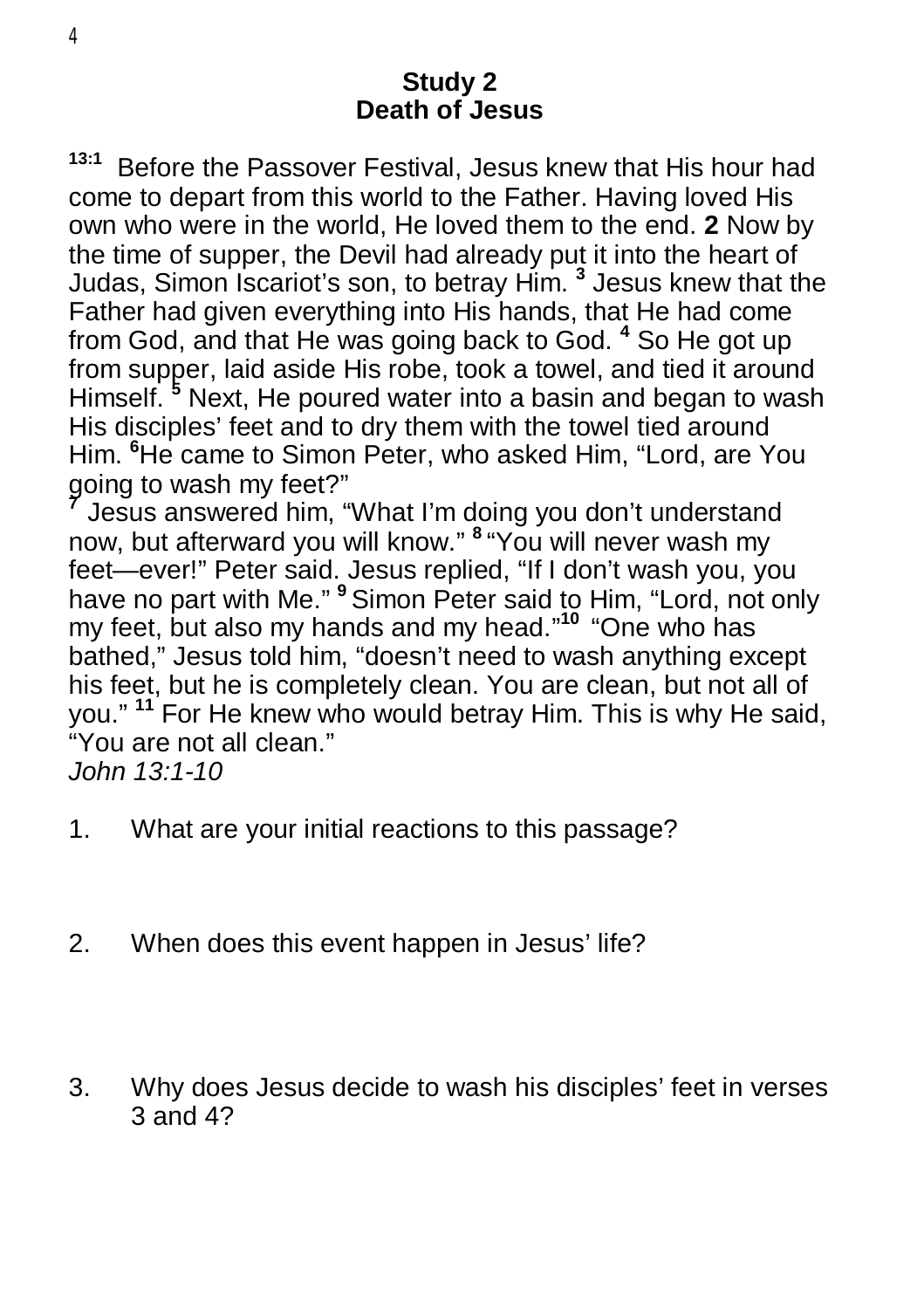## Study 2
## Death of Jesus

**13:1** Before the Passover Festival, Jesus knew that His hour had come to depart from this world to the Father. Having loved His own who were in the world, He loved them to the end. **2** Now by the time of supper, the Devil had already put it into the heart of Judas, Simon Iscariot's son, to betray Him. **3** Jesus knew that the Father had given everything into His hands, that He had come from God, and that He was going back to God. **4** So He got up from supper, laid aside His robe, took a towel, and tied it around Himself. **5** Next, He poured water into a basin and began to wash His disciples' feet and to dry them with the towel tied around Him. **6** He came to Simon Peter, who asked Him, "Lord, are You going to wash my feet?"
**7** Jesus answered him, "What I'm doing you don't understand now, but afterward you will know." **8** "You will never wash my feet—ever!" Peter said. Jesus replied, "If I don't wash you, you have no part with Me." **9** Simon Peter said to Him, "Lord, not only my feet, but also my hands and my head." **10** "One who has bathed," Jesus told him, "doesn't need to wash anything except his feet, but he is completely clean. You are clean, but not all of you." **11** For He knew who would betray Him. This is why He said, "You are not all clean."
*John 13:1-10*

1. What are your initial reactions to this passage?

2. When does this event happen in Jesus' life?

3. Why does Jesus decide to wash his disciples' feet in verses 3 and 4?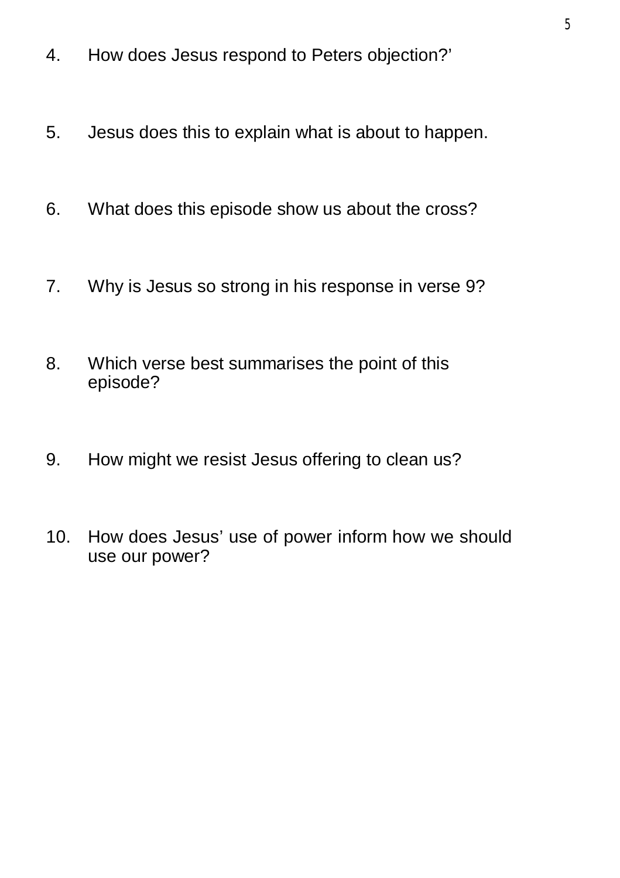4. How does Jesus respond to Peters objection?'

5. Jesus does this to explain what is about to happen.

6. What does this episode show us about the cross?

7. Why is Jesus so strong in his response in verse 9?

8. Which verse best summarises the point of this episode?

9. How might we resist Jesus offering to clean us?

10. How does Jesus' use of power inform how we should use our power?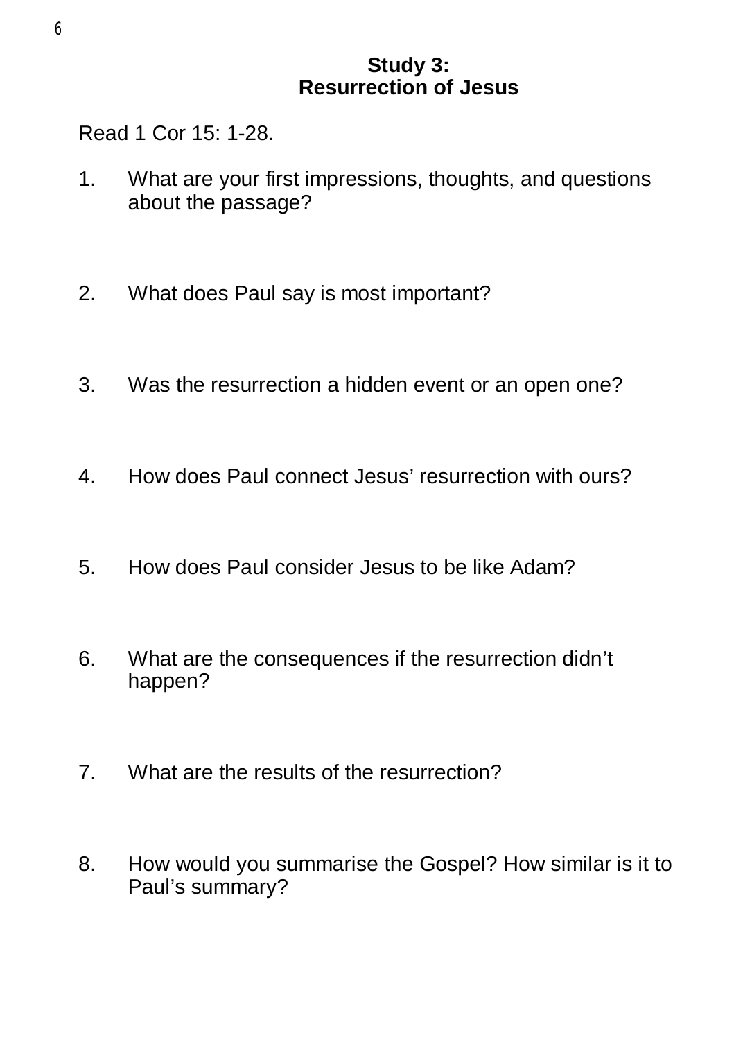## Study 3:
## Resurrection of Jesus

Read 1 Cor 15: 1-28.

1. What are your first impressions, thoughts, and questions about the passage?

2. What does Paul say is most important?

3. Was the resurrection a hidden event or an open one?

4. How does Paul connect Jesus' resurrection with ours?

5. How does Paul consider Jesus to be like Adam?

6. What are the consequences if the resurrection didn't happen?

7. What are the results of the resurrection?

8. How would you summarise the Gospel? How similar is it to Paul's summary?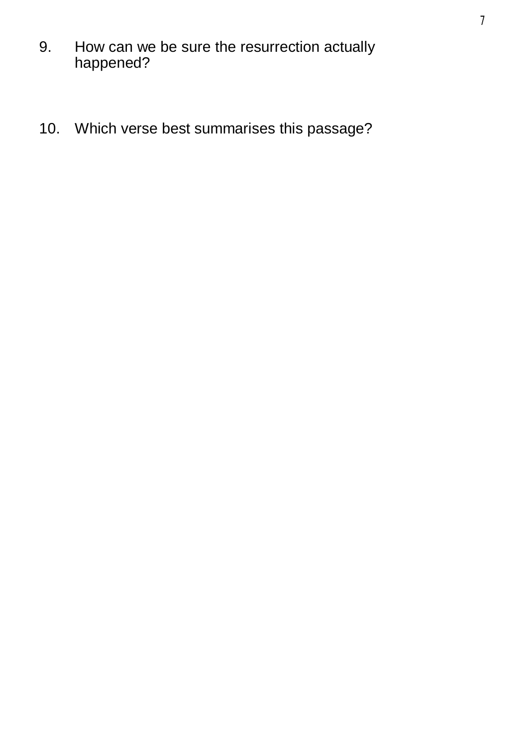9. How can we be sure the resurrection actually happened?

10. Which verse best summarises this passage?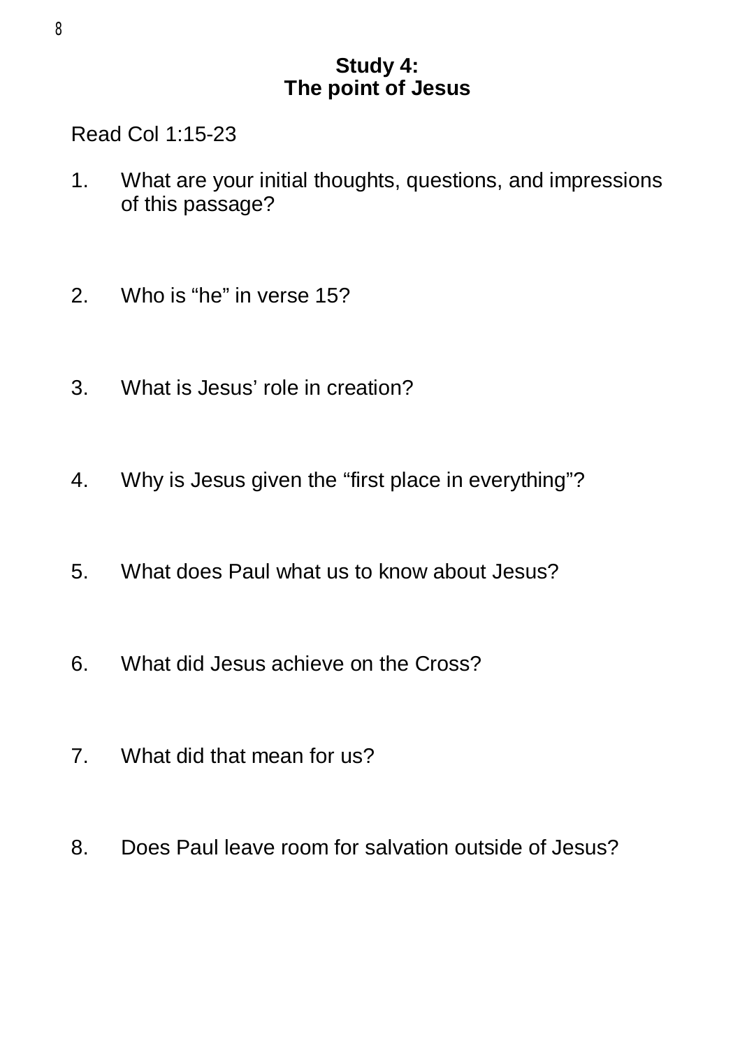## Study 4:
## The point of Jesus

Read Col 1:15-23

1. What are your initial thoughts, questions, and impressions of this passage?

2. Who is “he” in verse 15?

3. What is Jesus’ role in creation?

4. Why is Jesus given the “first place in everything”?

5. What does Paul what us to know about Jesus?

6. What did Jesus achieve on the Cross?

7. What did that mean for us?

8. Does Paul leave room for salvation outside of Jesus?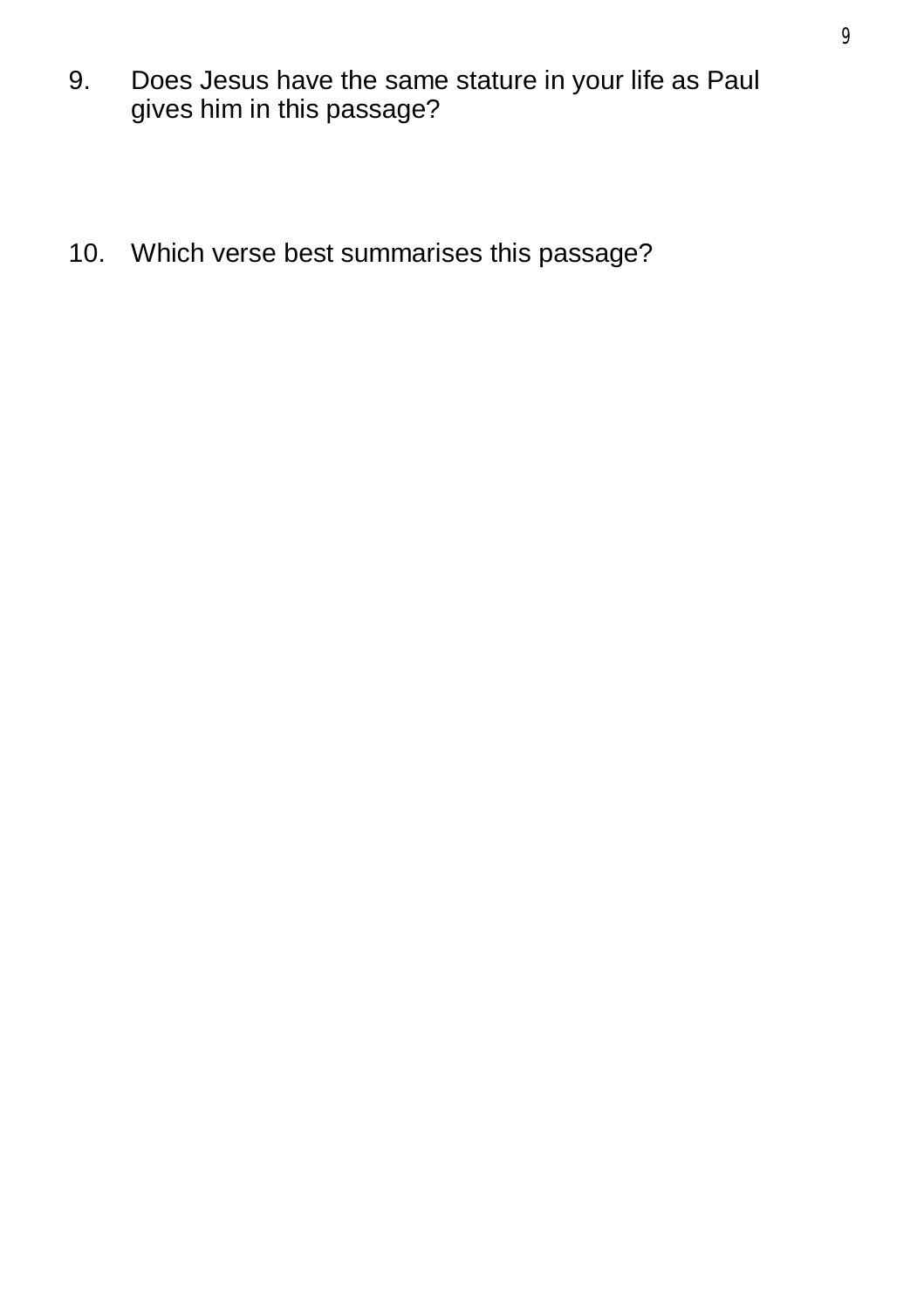9. Does Jesus have the same stature in your life as Paul gives him in this passage?

10. Which verse best summarises this passage?